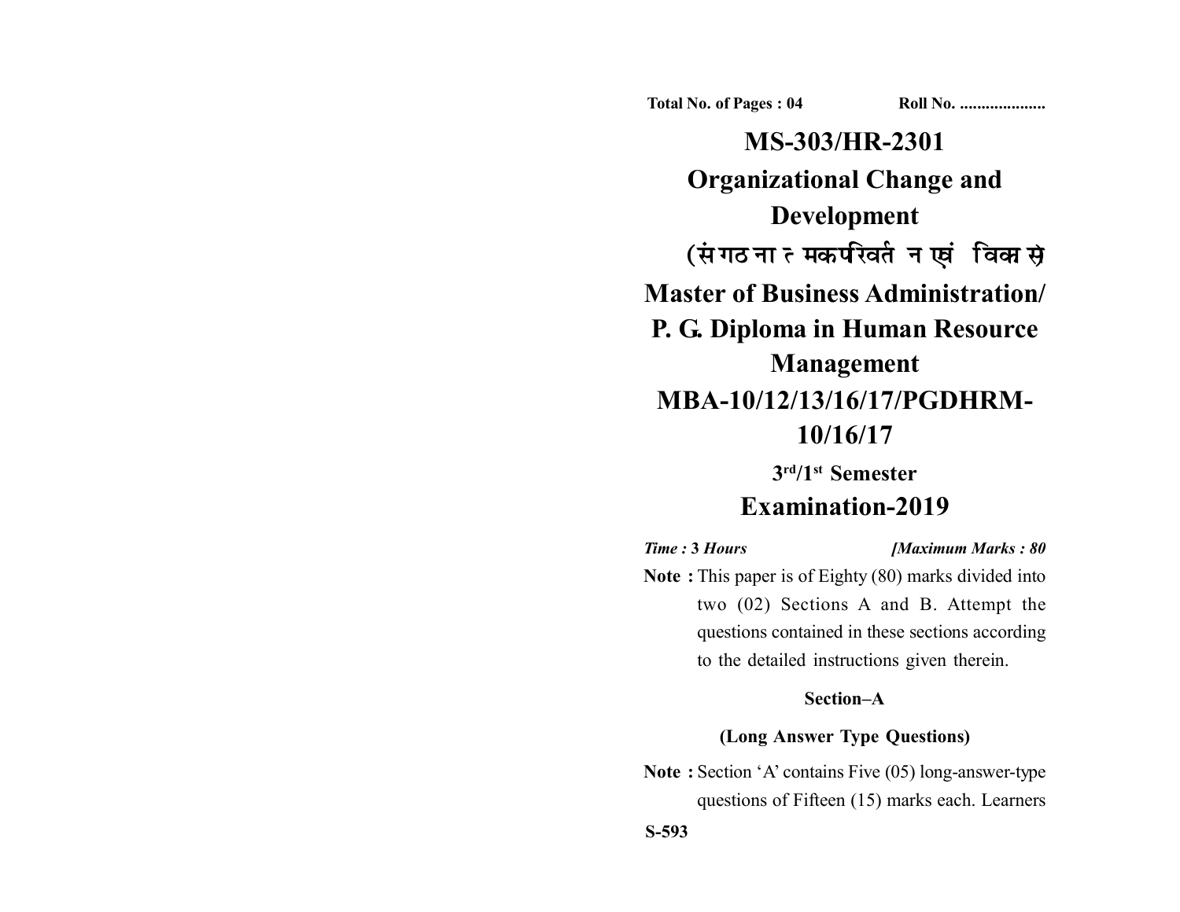Total No. of Pages : 04 Roll No. ....................

# MS-303/HR-2301

# Organizational Change and Development

## (संगठनात्मक परिवर्तन एवं विकास)

# Master of Business Administration/ P. G. Diploma in Human Resource Management

## MBA-10/12/13/16/17/PGDHRM-10/16/17

### 3rd/1st Semester

## Examination-2019

*Time : 3 Hours* *[Maximum Marks : 80*

**Note :** This paper is of Eighty (80) marks divided into two (02) Sections A and B. Attempt the questions contained in these sections according to the detailed instructions given therein.

### Section–A

### (Long Answer Type Questions)

**Note :** Section 'A' contains Five (05) long-answer-type questions of Fifteen (15) marks each. Learners

S-593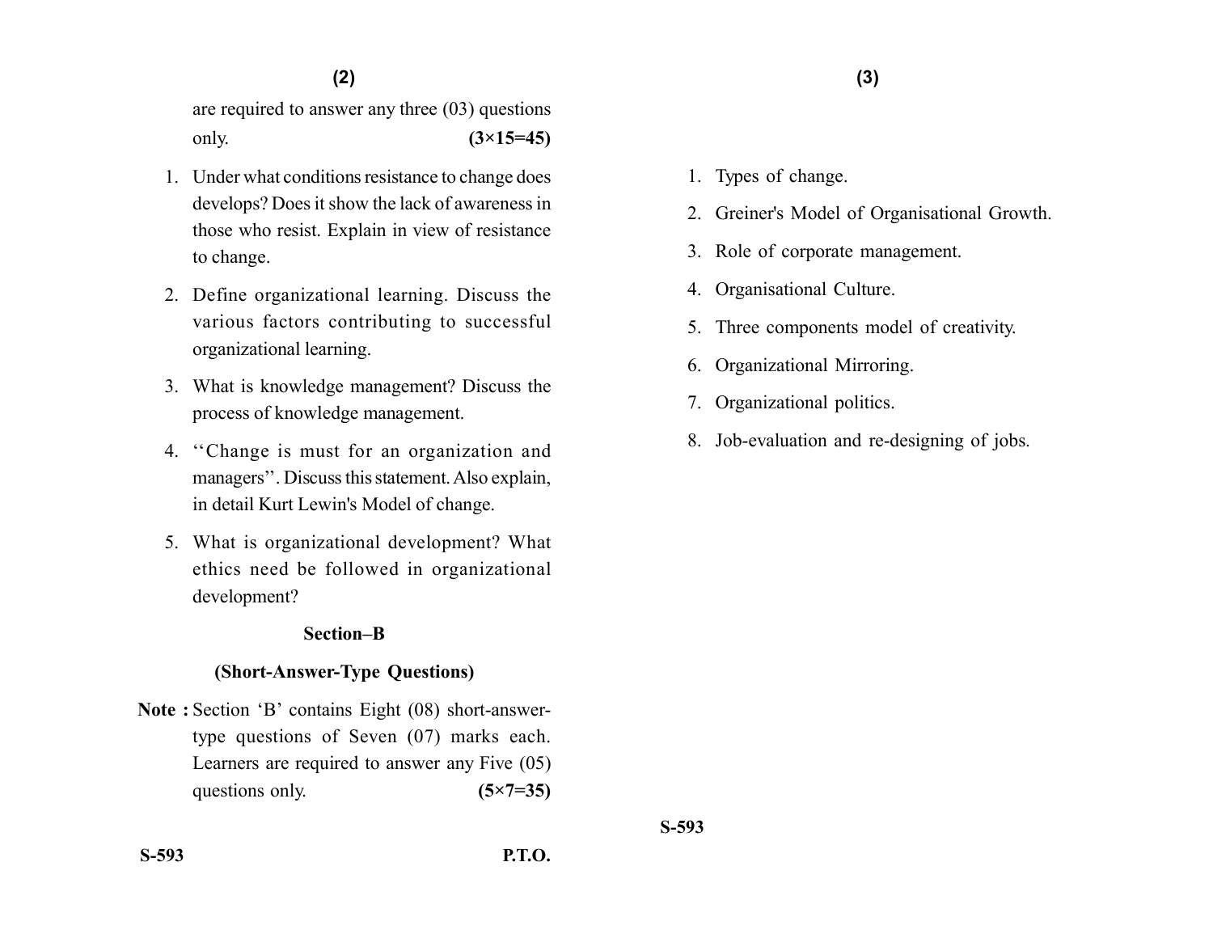are required to answer any three (03) questions only. **(3×15=45)**

1. Under what conditions resistance to change does develops? Does it show the lack of awareness in those who resist. Explain in view of resistance to change.
2. Define organizational learning. Discuss the various factors contributing to successful organizational learning.
3. What is knowledge management? Discuss the process of knowledge management.
4. ''Change is must for an organization and managers''. Discuss this statement. Also explain, in detail Kurt Lewin's Model of change.
5. What is organizational development? What ethics need be followed in organizational development?

### Section–B

### (Short-Answer-Type Questions)

**Note :** Section 'B' contains Eight (08) short-answer-type questions of Seven (07) marks each. Learners are required to answer any Five (05) questions only. **(5×7=35)**

1. Types of change.
2. Greiner's Model of Organisational Growth.
3. Role of corporate management.
4. Organisational Culture.
5. Three components model of creativity.
6. Organizational Mirroring.
7. Organizational politics.
8. Job-evaluation and re-designing of jobs.